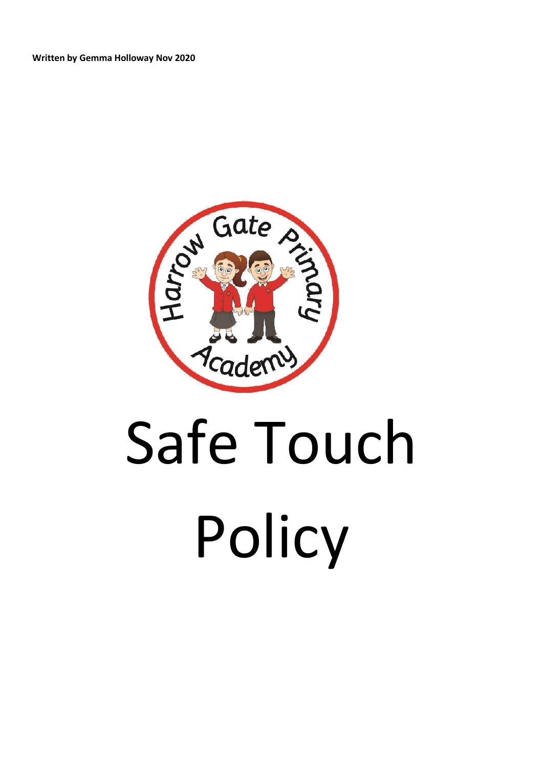**Written by Gemma Holloway Nov 2020**

Harrow Gate Primary Academy

# Safe Touch Policy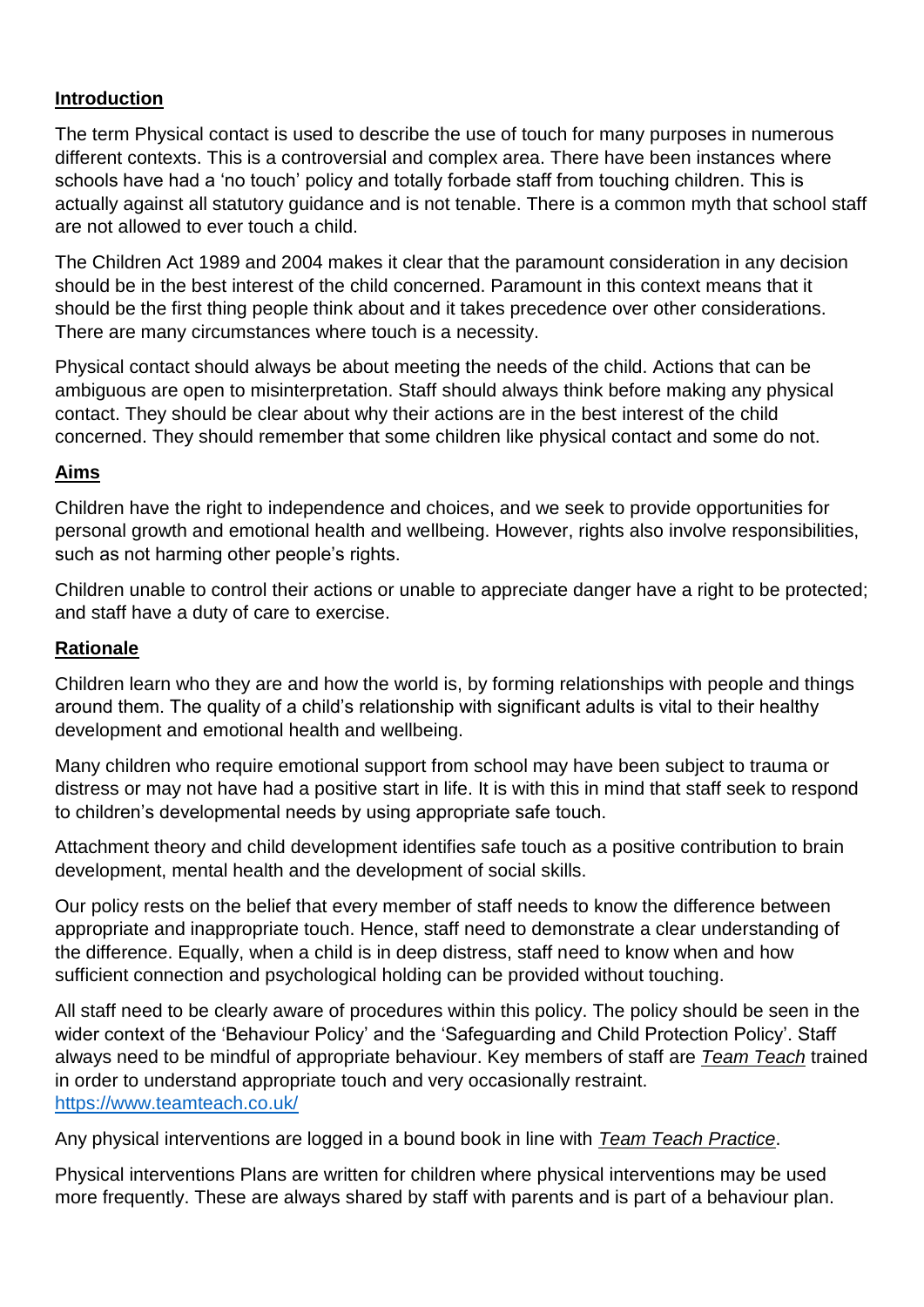## Introduction

The term Physical contact is used to describe the use of touch for many purposes in numerous different contexts. This is a controversial and complex area. There have been instances where schools have had a 'no touch' policy and totally forbade staff from touching children. This is actually against all statutory guidance and is not tenable. There is a common myth that school staff are not allowed to ever touch a child.

The Children Act 1989 and 2004 makes it clear that the paramount consideration in any decision should be in the best interest of the child concerned. Paramount in this context means that it should be the first thing people think about and it takes precedence over other considerations. There are many circumstances where touch is a necessity.

Physical contact should always be about meeting the needs of the child. Actions that can be ambiguous are open to misinterpretation. Staff should always think before making any physical contact. They should be clear about why their actions are in the best interest of the child concerned. They should remember that some children like physical contact and some do not.

## Aims

Children have the right to independence and choices, and we seek to provide opportunities for personal growth and emotional health and wellbeing. However, rights also involve responsibilities, such as not harming other people's rights.

Children unable to control their actions or unable to appreciate danger have a right to be protected; and staff have a duty of care to exercise.

## Rationale

Children learn who they are and how the world is, by forming relationships with people and things around them. The quality of a child's relationship with significant adults is vital to their healthy development and emotional health and wellbeing.

Many children who require emotional support from school may have been subject to trauma or distress or may not have had a positive start in life. It is with this in mind that staff seek to respond to children's developmental needs by using appropriate safe touch.

Attachment theory and child development identifies safe touch as a positive contribution to brain development, mental health and the development of social skills.

Our policy rests on the belief that every member of staff needs to know the difference between appropriate and inappropriate touch. Hence, staff need to demonstrate a clear understanding of the difference. Equally, when a child is in deep distress, staff need to know when and how sufficient connection and psychological holding can be provided without touching.

All staff need to be clearly aware of procedures within this policy. The policy should be seen in the wider context of the 'Behaviour Policy' and the 'Safeguarding and Child Protection Policy'. Staff always need to be mindful of appropriate behaviour. Key members of staff are *Team Teach* trained in order to understand appropriate touch and very occasionally restraint. https://www.teamteach.co.uk/

Any physical interventions are logged in a bound book in line with *Team Teach Practice*.

Physical interventions Plans are written for children where physical interventions may be used more frequently. These are always shared by staff with parents and is part of a behaviour plan.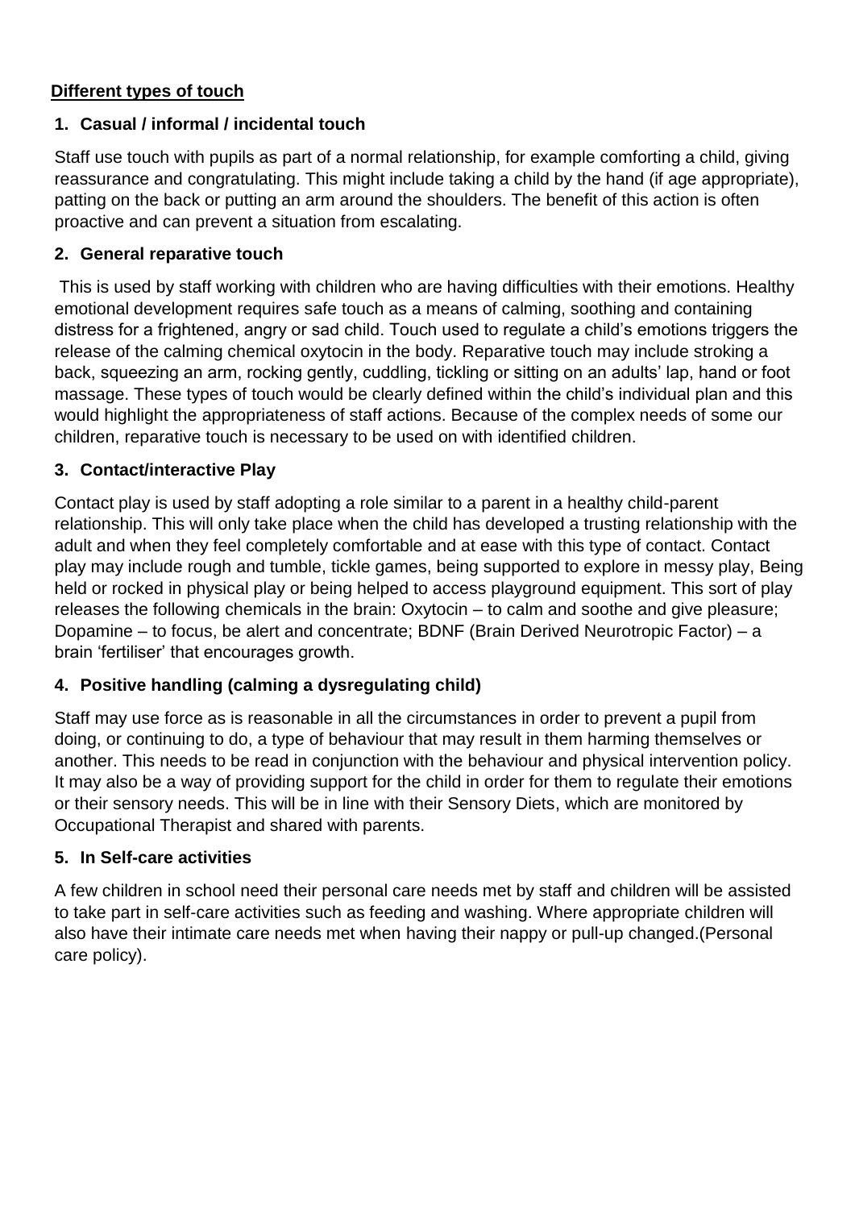**Different types of touch**

1. **Casual / informal / incidental touch**

Staff use touch with pupils as part of a normal relationship, for example comforting a child, giving reassurance and congratulating. This might include taking a child by the hand (if age appropriate), patting on the back or putting an arm around the shoulders. The benefit of this action is often proactive and can prevent a situation from escalating.

2. **General reparative touch**

This is used by staff working with children who are having difficulties with their emotions. Healthy emotional development requires safe touch as a means of calming, soothing and containing distress for a frightened, angry or sad child. Touch used to regulate a child's emotions triggers the release of the calming chemical oxytocin in the body. Reparative touch may include stroking a back, squeezing an arm, rocking gently, cuddling, tickling or sitting on an adults' lap, hand or foot massage. These types of touch would be clearly defined within the child's individual plan and this would highlight the appropriateness of staff actions. Because of the complex needs of some our children, reparative touch is necessary to be used on with identified children.

3. **Contact/interactive Play**

Contact play is used by staff adopting a role similar to a parent in a healthy child-parent relationship. This will only take place when the child has developed a trusting relationship with the adult and when they feel completely comfortable and at ease with this type of contact. Contact play may include rough and tumble, tickle games, being supported to explore in messy play, Being held or rocked in physical play or being helped to access playground equipment. This sort of play releases the following chemicals in the brain: Oxytocin – to calm and soothe and give pleasure; Dopamine – to focus, be alert and concentrate; BDNF (Brain Derived Neurotropic Factor) – a brain 'fertiliser' that encourages growth.

4. **Positive handling (calming a dysregulating child)**

Staff may use force as is reasonable in all the circumstances in order to prevent a pupil from doing, or continuing to do, a type of behaviour that may result in them harming themselves or another. This needs to be read in conjunction with the behaviour and physical intervention policy. It may also be a way of providing support for the child in order for them to regulate their emotions or their sensory needs. This will be in line with their Sensory Diets, which are monitored by Occupational Therapist and shared with parents.

5. **In Self-care activities**

A few children in school need their personal care needs met by staff and children will be assisted to take part in self-care activities such as feeding and washing. Where appropriate children will also have their intimate care needs met when having their nappy or pull-up changed.(Personal care policy).